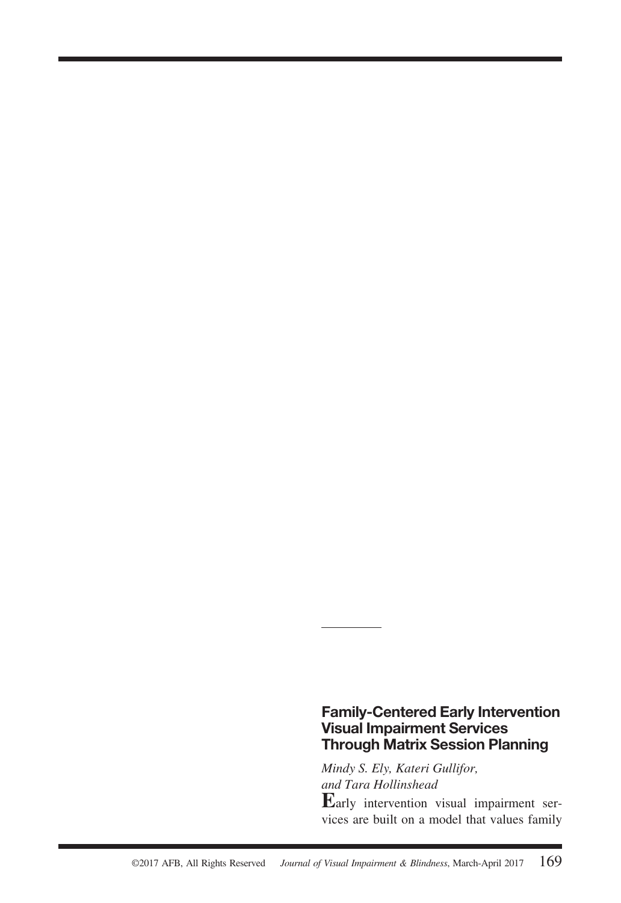## Family-Centered Early Intervention Visual Impairment Services Through Matrix Session Planning

*Mindy S. Ely, Kateri Gullifor, and Tara Hollinshead*

**E**arly intervention visual impairment services are built on a model that values family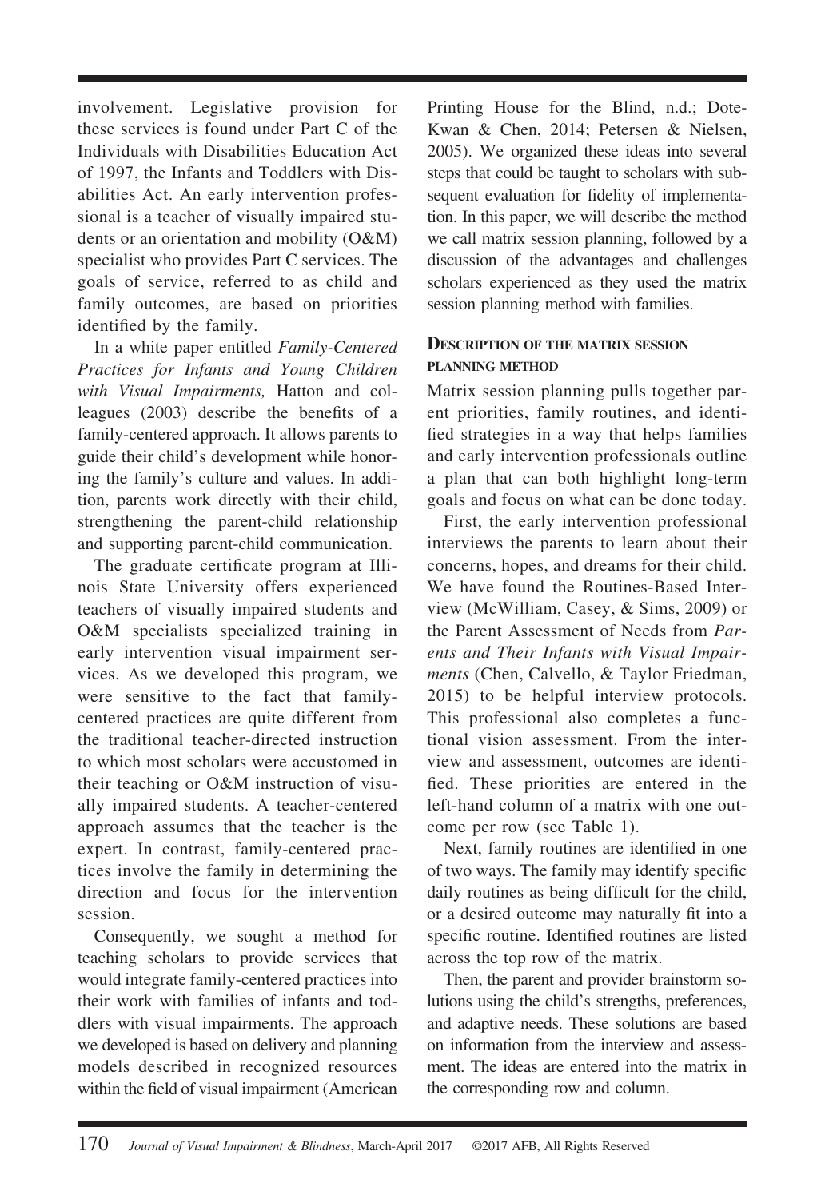involvement. Legislative provision for these services is found under Part C of the Individuals with Disabilities Education Act of 1997, the Infants and Toddlers with Disabilities Act. An early intervention professional is a teacher of visually impaired students or an orientation and mobility (O&M) specialist who provides Part C services. The goals of service, referred to as child and family outcomes, are based on priorities identified by the family.

In a white paper entitled *Family-Centered Practices for Infants and Young Children with Visual Impairments,* Hatton and colleagues (2003) describe the benefits of a family-centered approach. It allows parents to guide their child's development while honoring the family's culture and values. In addition, parents work directly with their child, strengthening the parent-child relationship and supporting parent-child communication.

The graduate certificate program at Illinois State University offers experienced teachers of visually impaired students and O&M specialists specialized training in early intervention visual impairment services. As we developed this program, we were sensitive to the fact that family-centered practices are quite different from the traditional teacher-directed instruction to which most scholars were accustomed in their teaching or O&M instruction of visually impaired students. A teacher-centered approach assumes that the teacher is the expert. In contrast, family-centered practices involve the family in determining the direction and focus for the intervention session.

Consequently, we sought a method for teaching scholars to provide services that would integrate family-centered practices into their work with families of infants and toddlers with visual impairments. The approach we developed is based on delivery and planning models described in recognized resources within the field of visual impairment (American Printing House for the Blind, n.d.; Dote-Kwan & Chen, 2014; Petersen & Nielsen, 2005). We organized these ideas into several steps that could be taught to scholars with subsequent evaluation for fidelity of implementation. In this paper, we will describe the method we call matrix session planning, followed by a discussion of the advantages and challenges scholars experienced as they used the matrix session planning method with families.

## Description of the matrix session planning method

Matrix session planning pulls together parent priorities, family routines, and identified strategies in a way that helps families and early intervention professionals outline a plan that can both highlight long-term goals and focus on what can be done today.

First, the early intervention professional interviews the parents to learn about their concerns, hopes, and dreams for their child. We have found the Routines-Based Interview (McWilliam, Casey, & Sims, 2009) or the Parent Assessment of Needs from *Parents and Their Infants with Visual Impairments* (Chen, Calvello, & Taylor Friedman, 2015) to be helpful interview protocols. This professional also completes a functional vision assessment. From the interview and assessment, outcomes are identified. These priorities are entered in the left-hand column of a matrix with one outcome per row (see Table 1).

Next, family routines are identified in one of two ways. The family may identify specific daily routines as being difficult for the child, or a desired outcome may naturally fit into a specific routine. Identified routines are listed across the top row of the matrix.

Then, the parent and provider brainstorm solutions using the child's strengths, preferences, and adaptive needs. These solutions are based on information from the interview and assessment. The ideas are entered into the matrix in the corresponding row and column.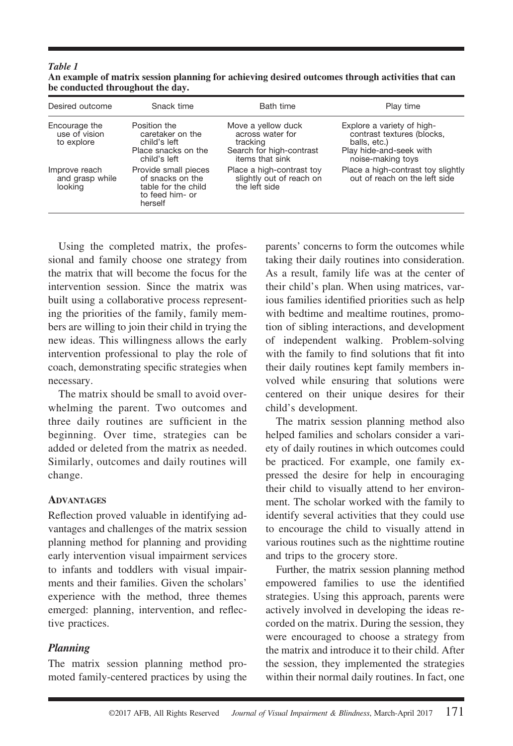*Table 1*
**An example of matrix session planning for achieving desired outcomes through activities that can be conducted throughout the day.**

| Desired outcome | Snack time | Bath time | Play time |
|---|---|---|---|
| Encourage the use of vision to explore | Position the caretaker on the child's left<br>Place snacks on the child's left | Move a yellow duck across water for tracking<br>Search for high-contrast items that sink | Explore a variety of high-contrast textures (blocks, balls, etc.)<br>Play hide-and-seek with noise-making toys |
| Improve reach and grasp while looking | Provide small pieces of snacks on the table for the child to feed him- or herself | Place a high-contrast toy slightly out of reach on the left side | Place a high-contrast toy slightly out of reach on the left side |

Using the completed matrix, the professional and family choose one strategy from the matrix that will become the focus for the intervention session. Since the matrix was built using a collaborative process representing the priorities of the family, family members are willing to join their child in trying the new ideas. This willingness allows the early intervention professional to play the role of coach, demonstrating specific strategies when necessary.

The matrix should be small to avoid overwhelming the parent. Two outcomes and three daily routines are sufficient in the beginning. Over time, strategies can be added or deleted from the matrix as needed. Similarly, outcomes and daily routines will change.

## ADVANTAGES

Reflection proved valuable in identifying advantages and challenges of the matrix session planning method for planning and providing early intervention visual impairment services to infants and toddlers with visual impairments and their families. Given the scholars' experience with the method, three themes emerged: planning, intervention, and reflective practices.

### *Planning*

The matrix session planning method promoted family-centered practices by using the parents' concerns to form the outcomes while taking their daily routines into consideration. As a result, family life was at the center of their child's plan. When using matrices, various families identified priorities such as help with bedtime and mealtime routines, promotion of sibling interactions, and development of independent walking. Problem-solving with the family to find solutions that fit into their daily routines kept family members involved while ensuring that solutions were centered on their unique desires for their child's development.

The matrix session planning method also helped families and scholars consider a variety of daily routines in which outcomes could be practiced. For example, one family expressed the desire for help in encouraging their child to visually attend to her environment. The scholar worked with the family to identify several activities that they could use to encourage the child to visually attend in various routines such as the nighttime routine and trips to the grocery store.

Further, the matrix session planning method empowered families to use the identified strategies. Using this approach, parents were actively involved in developing the ideas recorded on the matrix. During the session, they were encouraged to choose a strategy from the matrix and introduce it to their child. After the session, they implemented the strategies within their normal daily routines. In fact, one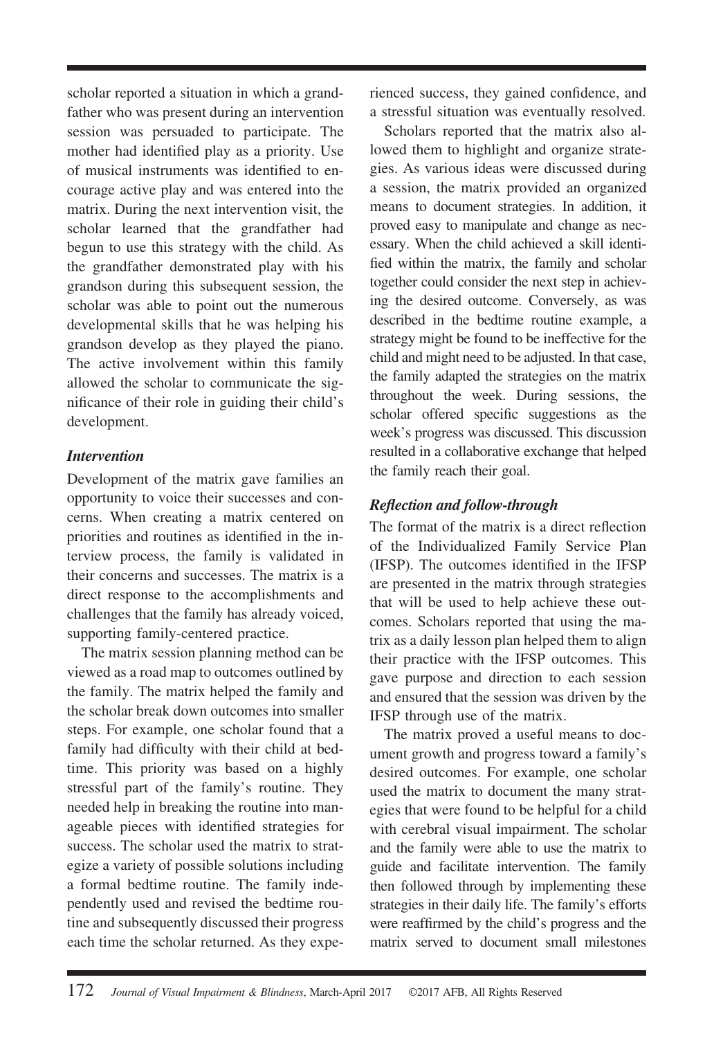scholar reported a situation in which a grandfather who was present during an intervention session was persuaded to participate. The mother had identified play as a priority. Use of musical instruments was identified to encourage active play and was entered into the matrix. During the next intervention visit, the scholar learned that the grandfather had begun to use this strategy with the child. As the grandfather demonstrated play with his grandson during this subsequent session, the scholar was able to point out the numerous developmental skills that he was helping his grandson develop as they played the piano. The active involvement within this family allowed the scholar to communicate the significance of their role in guiding their child's development.

### *Intervention*

Development of the matrix gave families an opportunity to voice their successes and concerns. When creating a matrix centered on priorities and routines as identified in the interview process, the family is validated in their concerns and successes. The matrix is a direct response to the accomplishments and challenges that the family has already voiced, supporting family-centered practice.

The matrix session planning method can be viewed as a road map to outcomes outlined by the family. The matrix helped the family and the scholar break down outcomes into smaller steps. For example, one scholar found that a family had difficulty with their child at bedtime. This priority was based on a highly stressful part of the family's routine. They needed help in breaking the routine into manageable pieces with identified strategies for success. The scholar used the matrix to strategize a variety of possible solutions including a formal bedtime routine. The family independently used and revised the bedtime routine and subsequently discussed their progress each time the scholar returned. As they experienced success, they gained confidence, and a stressful situation was eventually resolved.

Scholars reported that the matrix also allowed them to highlight and organize strategies. As various ideas were discussed during a session, the matrix provided an organized means to document strategies. In addition, it proved easy to manipulate and change as necessary. When the child achieved a skill identified within the matrix, the family and scholar together could consider the next step in achieving the desired outcome. Conversely, as was described in the bedtime routine example, a strategy might be found to be ineffective for the child and might need to be adjusted. In that case, the family adapted the strategies on the matrix throughout the week. During sessions, the scholar offered specific suggestions as the week's progress was discussed. This discussion resulted in a collaborative exchange that helped the family reach their goal.

### *Reflection and follow-through*

The format of the matrix is a direct reflection of the Individualized Family Service Plan (IFSP). The outcomes identified in the IFSP are presented in the matrix through strategies that will be used to help achieve these outcomes. Scholars reported that using the matrix as a daily lesson plan helped them to align their practice with the IFSP outcomes. This gave purpose and direction to each session and ensured that the session was driven by the IFSP through use of the matrix.

The matrix proved a useful means to document growth and progress toward a family's desired outcomes. For example, one scholar used the matrix to document the many strategies that were found to be helpful for a child with cerebral visual impairment. The scholar and the family were able to use the matrix to guide and facilitate intervention. The family then followed through by implementing these strategies in their daily life. The family's efforts were reaffirmed by the child's progress and the matrix served to document small milestones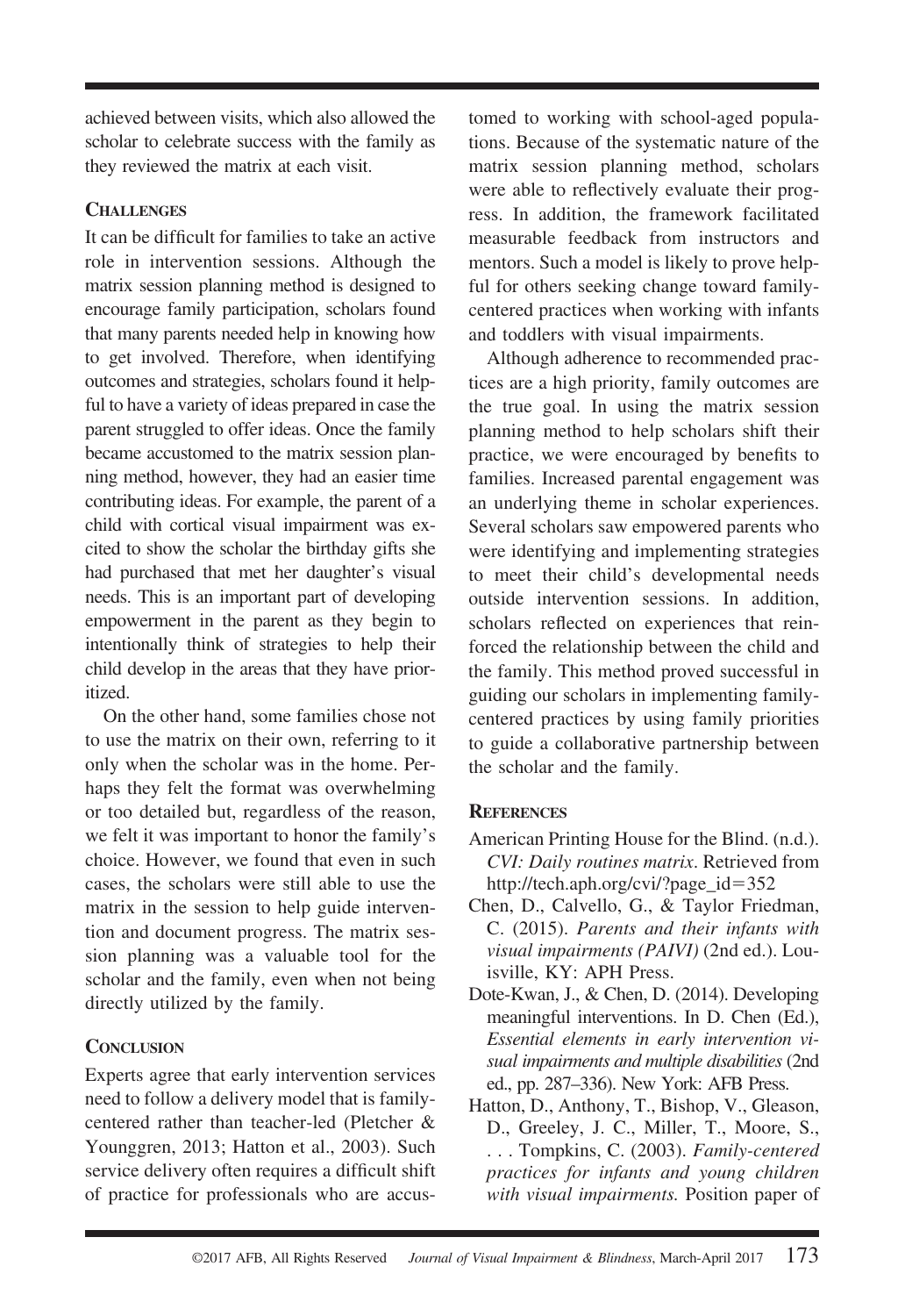achieved between visits, which also allowed the scholar to celebrate success with the family as they reviewed the matrix at each visit.

## Challenges

It can be difficult for families to take an active role in intervention sessions. Although the matrix session planning method is designed to encourage family participation, scholars found that many parents needed help in knowing how to get involved. Therefore, when identifying outcomes and strategies, scholars found it helpful to have a variety of ideas prepared in case the parent struggled to offer ideas. Once the family became accustomed to the matrix session planning method, however, they had an easier time contributing ideas. For example, the parent of a child with cortical visual impairment was excited to show the scholar the birthday gifts she had purchased that met her daughter's visual needs. This is an important part of developing empowerment in the parent as they begin to intentionally think of strategies to help their child develop in the areas that they have prioritized.

On the other hand, some families chose not to use the matrix on their own, referring to it only when the scholar was in the home. Perhaps they felt the format was overwhelming or too detailed but, regardless of the reason, we felt it was important to honor the family's choice. However, we found that even in such cases, the scholars were still able to use the matrix in the session to help guide intervention and document progress. The matrix session planning was a valuable tool for the scholar and the family, even when not being directly utilized by the family.

## Conclusion

Experts agree that early intervention services need to follow a delivery model that is family-centered rather than teacher-led (Pletcher & Younggren, 2013; Hatton et al., 2003). Such service delivery often requires a difficult shift of practice for professionals who are accustomed to working with school-aged populations. Because of the systematic nature of the matrix session planning method, scholars were able to reflectively evaluate their progress. In addition, the framework facilitated measurable feedback from instructors and mentors. Such a model is likely to prove helpful for others seeking change toward family-centered practices when working with infants and toddlers with visual impairments.

Although adherence to recommended practices are a high priority, family outcomes are the true goal. In using the matrix session planning method to help scholars shift their practice, we were encouraged by benefits to families. Increased parental engagement was an underlying theme in scholar experiences. Several scholars saw empowered parents who were identifying and implementing strategies to meet their child's developmental needs outside intervention sessions. In addition, scholars reflected on experiences that reinforced the relationship between the child and the family. This method proved successful in guiding our scholars in implementing family-centered practices by using family priorities to guide a collaborative partnership between the scholar and the family.

## References

American Printing House for the Blind. (n.d.). *CVI: Daily routines matrix*. Retrieved from http://tech.aph.org/cvi/?page_id=352

Chen, D., Calvello, G., & Taylor Friedman, C. (2015). *Parents and their infants with visual impairments (PAIVI)* (2nd ed.). Louisville, KY: APH Press.

Dote-Kwan, J., & Chen, D. (2014). Developing meaningful interventions. In D. Chen (Ed.), *Essential elements in early intervention visual impairments and multiple disabilities* (2nd ed., pp. 287–336). New York: AFB Press.

Hatton, D., Anthony, T., Bishop, V., Gleason, D., Greeley, J. C., Miller, T., Moore, S., . . . Tompkins, C. (2003). *Family-centered practices for infants and young children with visual impairments.* Position paper of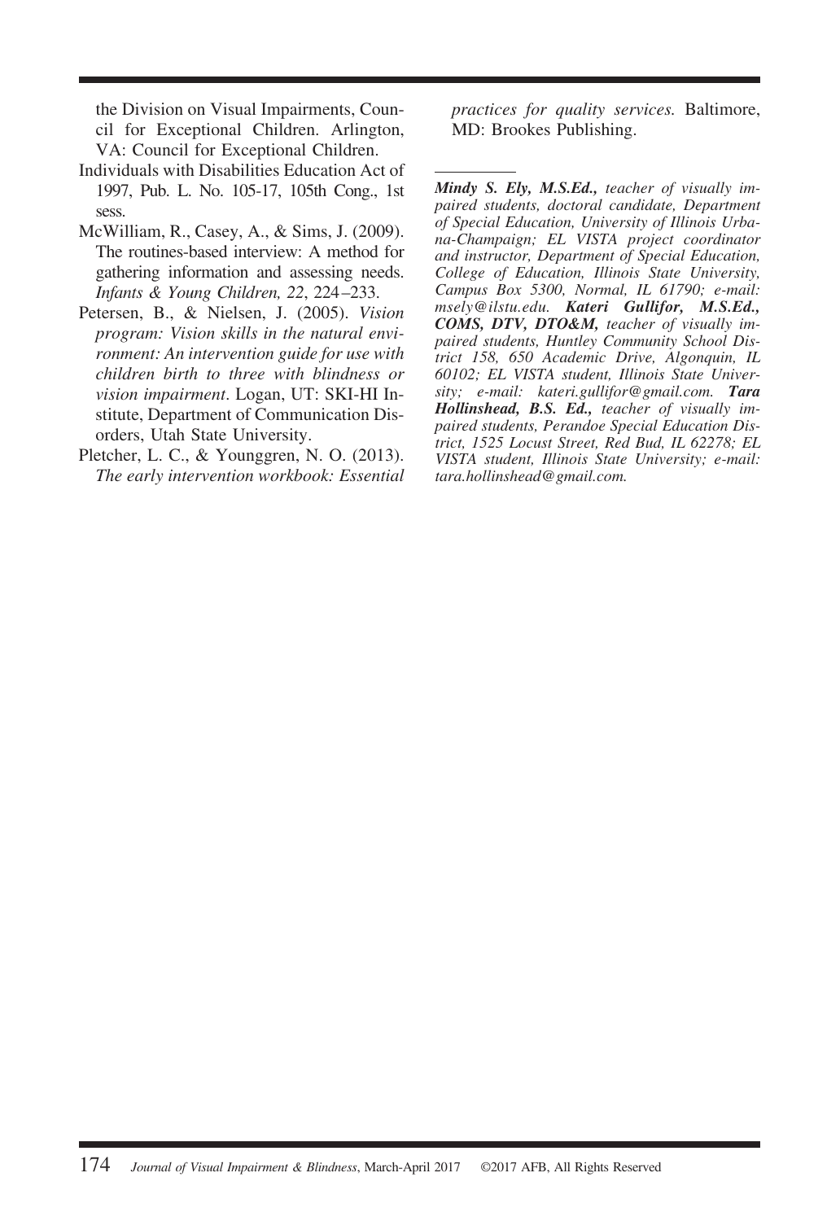the Division on Visual Impairments, Council for Exceptional Children. Arlington, VA: Council for Exceptional Children.

Individuals with Disabilities Education Act of 1997, Pub. L. No. 105-17, 105th Cong., 1st sess.

McWilliam, R., Casey, A., & Sims, J. (2009). The routines-based interview: A method for gathering information and assessing needs. *Infants & Young Children, 22*, 224–233.

Petersen, B., & Nielsen, J. (2005). *Vision program: Vision skills in the natural environment: An intervention guide for use with children birth to three with blindness or vision impairment*. Logan, UT: SKI-HI Institute, Department of Communication Disorders, Utah State University.

Pletcher, L. C., & Younggren, N. O. (2013). *The early intervention workbook: Essential practices for quality services.* Baltimore, MD: Brookes Publishing.

---

***Mindy S. Ely, M.S.Ed.,*** *teacher of visually impaired students, doctoral candidate, Department of Special Education, University of Illinois Urbana-Champaign; EL VISTA project coordinator and instructor, Department of Special Education, College of Education, Illinois State University, Campus Box 5300, Normal, IL 61790; e-mail: msely@ilstu.edu.* ***Kateri Gullifor, M.S.Ed., COMS, DTV, DTO&M,*** *teacher of visually impaired students, Huntley Community School District 158, 650 Academic Drive, Algonquin, IL 60102; EL VISTA student, Illinois State University; e-mail: kateri.gullifor@gmail.com.* ***Tara Hollinshead, B.S. Ed.,*** *teacher of visually impaired students, Perandoe Special Education District, 1525 Locust Street, Red Bud, IL 62278; EL VISTA student, Illinois State University; e-mail: tara.hollinshead@gmail.com.*